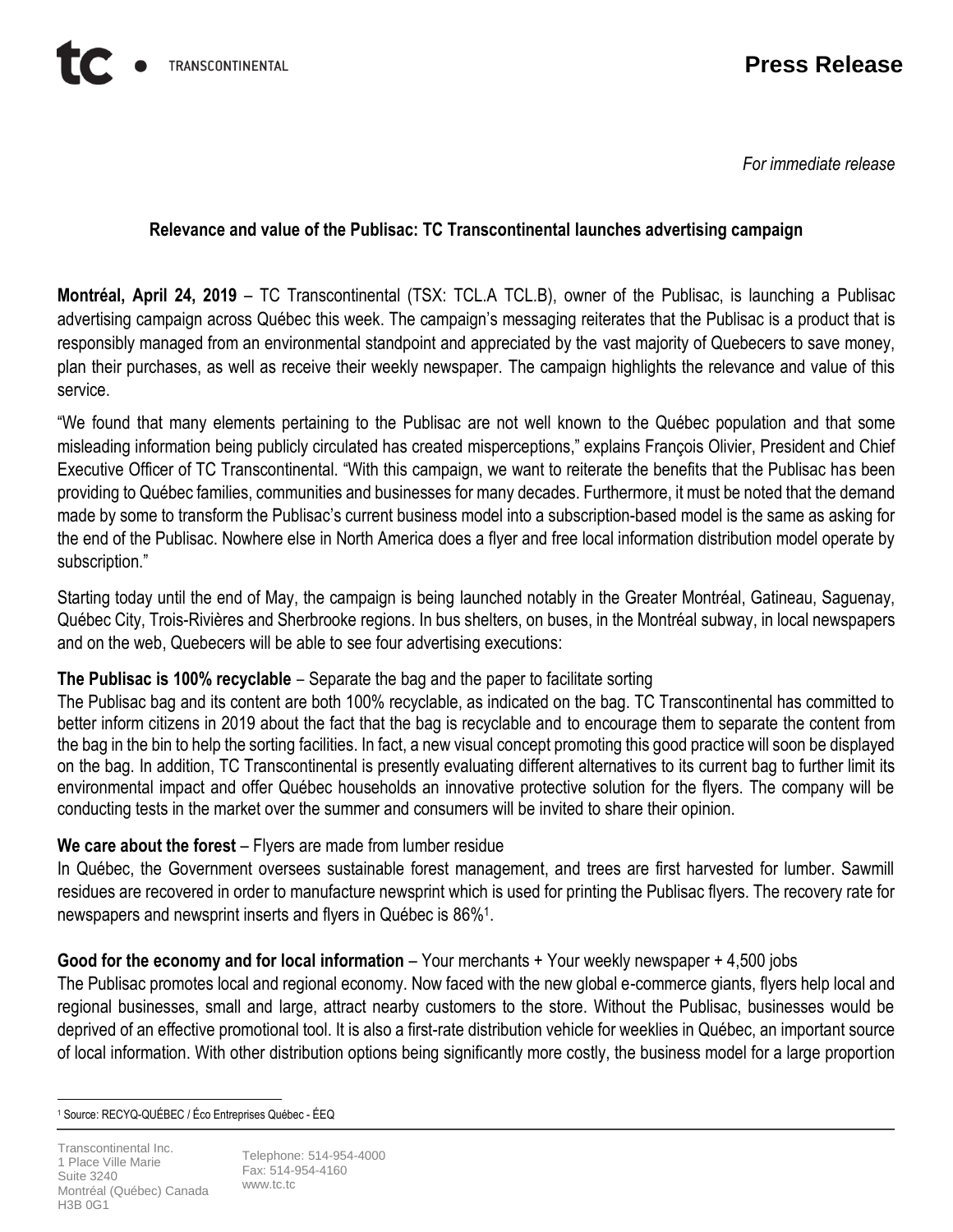**TC TRANSCONTINENTAL**

# Press Release

*For immediate release*

## Relevance and value of the Publisac: TC Transcontinental launches advertising campaign

**Montréal, April 24, 2019** – TC Transcontinental (TSX: TCL.A TCL.B), owner of the Publisac, is launching a Publisac advertising campaign across Québec this week. The campaign's messaging reiterates that the Publisac is a product that is responsibly managed from an environmental standpoint and appreciated by the vast majority of Quebecers to save money, plan their purchases, as well as receive their weekly newspaper. The campaign highlights the relevance and value of this service.

"We found that many elements pertaining to the Publisac are not well known to the Québec population and that some misleading information being publicly circulated has created misperceptions," explains François Olivier, President and Chief Executive Officer of TC Transcontinental. "With this campaign, we want to reiterate the benefits that the Publisac has been providing to Québec families, communities and businesses for many decades. Furthermore, it must be noted that the demand made by some to transform the Publisac's current business model into a subscription-based model is the same as asking for the end of the Publisac. Nowhere else in North America does a flyer and free local information distribution model operate by subscription."

Starting today until the end of May, the campaign is being launched notably in the Greater Montréal, Gatineau, Saguenay, Québec City, Trois-Rivières and Sherbrooke regions. In bus shelters, on buses, in the Montréal subway, in local newspapers and on the web, Quebecers will be able to see four advertising executions:

**The Publisac is 100% recyclable** – Separate the bag and the paper to facilitate sorting
The Publisac bag and its content are both 100% recyclable, as indicated on the bag. TC Transcontinental has committed to better inform citizens in 2019 about the fact that the bag is recyclable and to encourage them to separate the content from the bag in the bin to help the sorting facilities. In fact, a new visual concept promoting this good practice will soon be displayed on the bag. In addition, TC Transcontinental is presently evaluating different alternatives to its current bag to further limit its environmental impact and offer Québec households an innovative protective solution for the flyers. The company will be conducting tests in the market over the summer and consumers will be invited to share their opinion.

**We care about the forest** – Flyers are made from lumber residue
In Québec, the Government oversees sustainable forest management, and trees are first harvested for lumber. Sawmill residues are recovered in order to manufacture newsprint which is used for printing the Publisac flyers. The recovery rate for newspapers and newsprint inserts and flyers in Québec is 86%[1].

**Good for the economy and for local information** – Your merchants + Your weekly newspaper + 4,500 jobs
The Publisac promotes local and regional economy. Now faced with the new global e-commerce giants, flyers help local and regional businesses, small and large, attract nearby customers to the store. Without the Publisac, businesses would be deprived of an effective promotional tool. It is also a first-rate distribution vehicle for weeklies in Québec, an important source of local information. With other distribution options being significantly more costly, the business model for a large proportion

[1] Source: RECYQ-QUÉBEC / Éco Entreprises Québec - ÉEQ

Transcontinental Inc.
1 Place Ville Marie
Suite 3240
Montréal (Québec) Canada
H3B 0G1

Telephone: 514-954-4000
Fax: 514-954-4160
www.tc.tc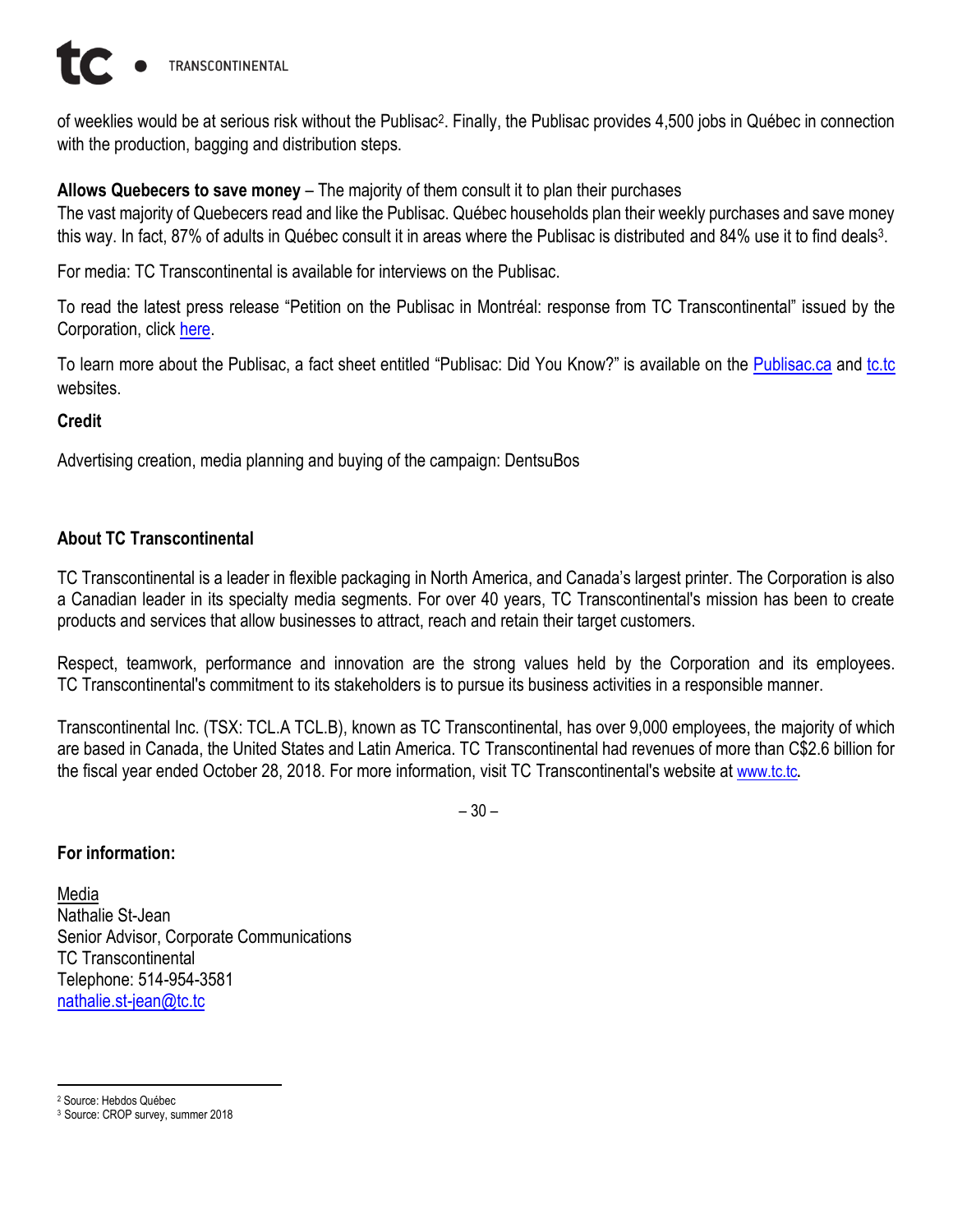of weeklies would be at serious risk without the Publisac[2]. Finally, the Publisac provides 4,500 jobs in Québec in connection with the production, bagging and distribution steps.

**Allows Quebecers to save money** – The majority of them consult it to plan their purchases
The vast majority of Quebecers read and like the Publisac. Québec households plan their weekly purchases and save money this way. In fact, 87% of adults in Québec consult it in areas where the Publisac is distributed and 84% use it to find deals[3].

For media: TC Transcontinental is available for interviews on the Publisac.

To read the latest press release "Petition on the Publisac in Montréal: response from TC Transcontinental" issued by the Corporation, click here.

To learn more about the Publisac, a fact sheet entitled "Publisac: Did You Know?" is available on the Publisac.ca and tc.tc websites.

**Credit**

Advertising creation, media planning and buying of the campaign: DentsuBos

**About TC Transcontinental**

TC Transcontinental is a leader in flexible packaging in North America, and Canada's largest printer. The Corporation is also a Canadian leader in its specialty media segments. For over 40 years, TC Transcontinental's mission has been to create products and services that allow businesses to attract, reach and retain their target customers.

Respect, teamwork, performance and innovation are the strong values held by the Corporation and its employees. TC Transcontinental's commitment to its stakeholders is to pursue its business activities in a responsible manner.

Transcontinental Inc. (TSX: TCL.A TCL.B), known as TC Transcontinental, has over 9,000 employees, the majority of which are based in Canada, the United States and Latin America. TC Transcontinental had revenues of more than C$2.6 billion for the fiscal year ended October 28, 2018. For more information, visit TC Transcontinental's website at www.tc.tc.

– 30 –

**For information:**

Media
Nathalie St-Jean
Senior Advisor, Corporate Communications
TC Transcontinental
Telephone: 514-954-3581
nathalie.st-jean@tc.tc

[2] Source: Hebdos Québec
[3] Source: CROP survey, summer 2018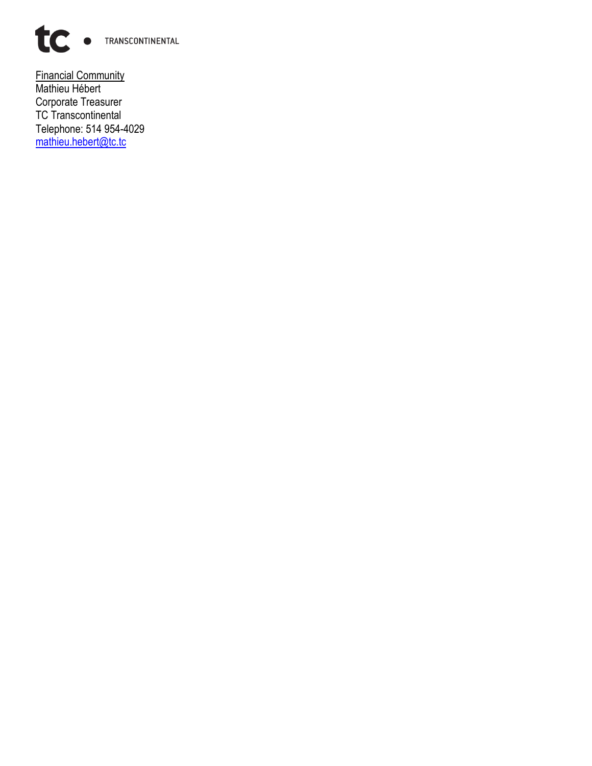Financial Community
Mathieu Hébert
Corporate Treasurer
TC Transcontinental
Telephone: 514 954-4029
mathieu.hebert@tc.tc